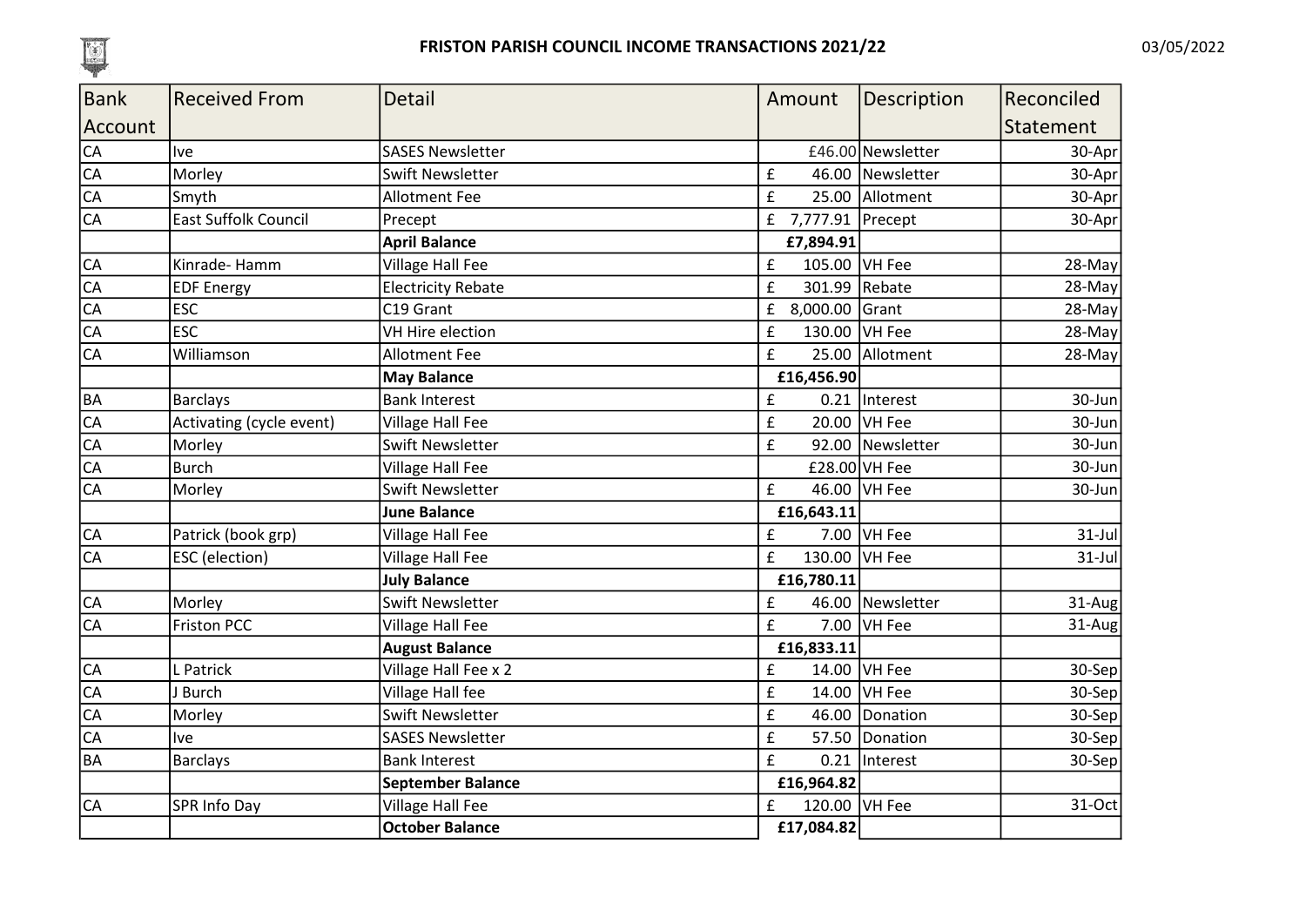# FRISTON PARISH COUNCIL INCOME TRANSACTIONS 2021/22

03/05/2022

| Bank Account | Received From | Detail | Amount | Description | Reconciled Statement |
|---|---|---|---|---|---|
| CA | Ive | SASES Newsletter | £46.00 | Newsletter | 30-Apr |
| CA | Morley | Swift Newsletter | £ 46.00 | Newsletter | 30-Apr |
| CA | Smyth | Allotment Fee | £ 25.00 | Allotment | 30-Apr |
| CA | East Suffolk Council | Precept | £ 7,777.91 | Precept | 30-Apr |
| | | **April Balance** | **£7,894.91** | | |
| CA | Kinrade- Hamm | Village Hall Fee | £ 105.00 | VH Fee | 28-May |
| CA | EDF Energy | Electricity Rebate | £ 301.99 | Rebate | 28-May |
| CA | ESC | C19 Grant | £ 8,000.00 | Grant | 28-May |
| CA | ESC | VH Hire election | £ 130.00 | VH Fee | 28-May |
| CA | Williamson | Allotment Fee | £ 25.00 | Allotment | 28-May |
| | | **May Balance** | **£16,456.90** | | |
| BA | Barclays | Bank Interest | £ 0.21 | Interest | 30-Jun |
| CA | Activating (cycle event) | Village Hall Fee | £ 20.00 | VH Fee | 30-Jun |
| CA | Morley | Swift Newsletter | £ 92.00 | Newsletter | 30-Jun |
| CA | Burch | Village Hall Fee | £28.00 | VH Fee | 30-Jun |
| CA | Morley | Swift Newsletter | £ 46.00 | VH Fee | 30-Jun |
| | | **June Balance** | **£16,643.11** | | |
| CA | Patrick (book grp) | Village Hall Fee | £ 7.00 | VH Fee | 31-Jul |
| CA | ESC (election) | Village Hall Fee | £ 130.00 | VH Fee | 31-Jul |
| | | **July Balance** | **£16,780.11** | | |
| CA | Morley | Swift Newsletter | £ 46.00 | Newsletter | 31-Aug |
| CA | Friston PCC | Village Hall Fee | £ 7.00 | VH Fee | 31-Aug |
| | | **August Balance** | **£16,833.11** | | |
| CA | L Patrick | Village Hall Fee x 2 | £ 14.00 | VH Fee | 30-Sep |
| CA | J Burch | Village Hall fee | £ 14.00 | VH Fee | 30-Sep |
| CA | Morley | Swift Newsletter | £ 46.00 | Donation | 30-Sep |
| CA | Ive | SASES Newsletter | £ 57.50 | Donation | 30-Sep |
| BA | Barclays | Bank Interest | £ 0.21 | Interest | 30-Sep |
| | | **September Balance** | **£16,964.82** | | |
| CA | SPR Info Day | Village Hall Fee | £ 120.00 | VH Fee | 31-Oct |
| | | **October Balance** | **£17,084.82** | | |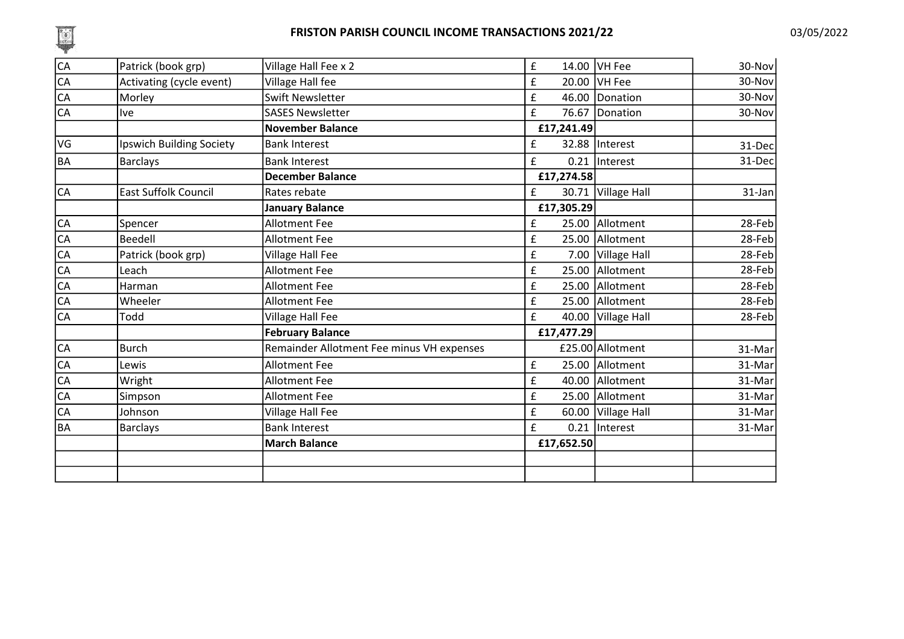# FRISTON PARISH COUNCIL INCOME TRANSACTIONS 2021/22

03/05/2022

| | | | | | |
|---|---|---|---|---|---|
| CA | Patrick (book grp) | Village Hall Fee x 2 | £ 14.00 | VH Fee | 30-Nov |
| CA | Activating (cycle event) | Village Hall fee | £ 20.00 | VH Fee | 30-Nov |
| CA | Morley | Swift Newsletter | £ 46.00 | Donation | 30-Nov |
| CA | Ive | SASES Newsletter | £ 76.67 | Donation | 30-Nov |
| | | **November Balance** | **£17,241.49** | | |
| VG | Ipswich Building Society | Bank Interest | £ 32.88 | Interest | 31-Dec |
| BA | Barclays | Bank Interest | £ 0.21 | Interest | 31-Dec |
| | | **December Balance** | **£17,274.58** | | |
| CA | East Suffolk Council | Rates rebate | £ 30.71 | Village Hall | 31-Jan |
| | | **January Balance** | **£17,305.29** | | |
| CA | Spencer | Allotment Fee | £ 25.00 | Allotment | 28-Feb |
| CA | Beedell | Allotment Fee | £ 25.00 | Allotment | 28-Feb |
| CA | Patrick (book grp) | Village Hall Fee | £ 7.00 | Village Hall | 28-Feb |
| CA | Leach | Allotment Fee | £ 25.00 | Allotment | 28-Feb |
| CA | Harman | Allotment Fee | £ 25.00 | Allotment | 28-Feb |
| CA | Wheeler | Allotment Fee | £ 25.00 | Allotment | 28-Feb |
| CA | Todd | Village Hall Fee | £ 40.00 | Village Hall | 28-Feb |
| | | **February Balance** | **£17,477.29** | | |
| CA | Burch | Remainder Allotment Fee minus VH expenses | £25.00 | Allotment | 31-Mar |
| CA | Lewis | Allotment Fee | £ 25.00 | Allotment | 31-Mar |
| CA | Wright | Allotment Fee | £ 40.00 | Allotment | 31-Mar |
| CA | Simpson | Allotment Fee | £ 25.00 | Allotment | 31-Mar |
| CA | Johnson | Village Hall Fee | £ 60.00 | Village Hall | 31-Mar |
| BA | Barclays | Bank Interest | £ 0.21 | Interest | 31-Mar |
| | | **March Balance** | **£17,652.50** | | |
| | | | | | |
| | | | | | |